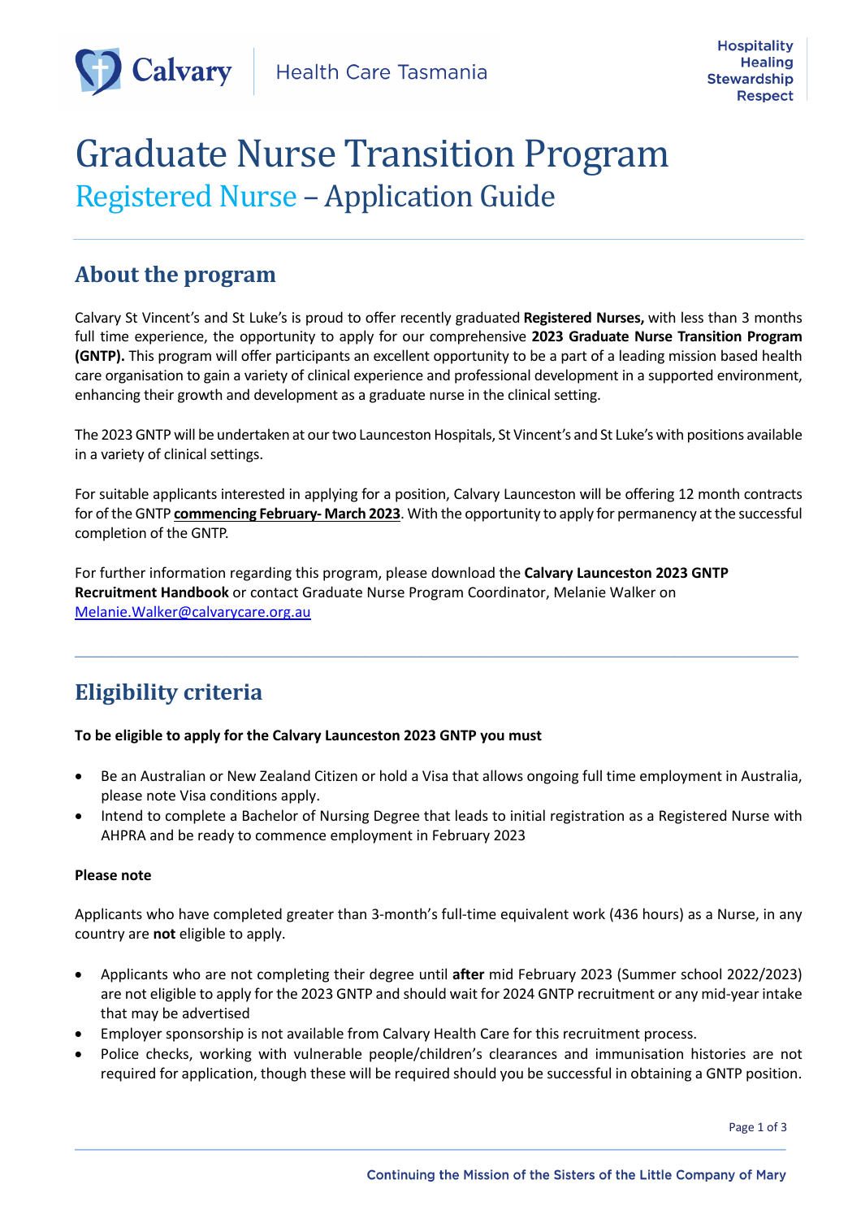Calvary Health Care Tasmania

Hospitality
Healing
Stewardship
Respect

# Graduate Nurse Transition Program

## Registered Nurse – Application Guide

## About the program

Calvary St Vincent's and St Luke's is proud to offer recently graduated **Registered Nurses,** with less than 3 months full time experience, the opportunity to apply for our comprehensive **2023 Graduate Nurse Transition Program (GNTP).** This program will offer participants an excellent opportunity to be a part of a leading mission based health care organisation to gain a variety of clinical experience and professional development in a supported environment, enhancing their growth and development as a graduate nurse in the clinical setting.

The 2023 GNTP will be undertaken at our two Launceston Hospitals, St Vincent's and St Luke's with positions available in a variety of clinical settings.

For suitable applicants interested in applying for a position, Calvary Launceston will be offering 12 month contracts for of the GNTP **commencing February- March 2023**. With the opportunity to apply for permanency at the successful completion of the GNTP.

For further information regarding this program, please download the **Calvary Launceston 2023 GNTP Recruitment Handbook** or contact Graduate Nurse Program Coordinator, Melanie Walker on Melanie.Walker@calvarycare.org.au

## Eligibility criteria

**To be eligible to apply for the Calvary Launceston 2023 GNTP you must**

- Be an Australian or New Zealand Citizen or hold a Visa that allows ongoing full time employment in Australia, please note Visa conditions apply.
- Intend to complete a Bachelor of Nursing Degree that leads to initial registration as a Registered Nurse with AHPRA and be ready to commence employment in February 2023

**Please note**

Applicants who have completed greater than 3-month's full-time equivalent work (436 hours) as a Nurse, in any country are **not** eligible to apply.

- Applicants who are not completing their degree until **after** mid February 2023 (Summer school 2022/2023) are not eligible to apply for the 2023 GNTP and should wait for 2024 GNTP recruitment or any mid-year intake that may be advertised
- Employer sponsorship is not available from Calvary Health Care for this recruitment process.
- Police checks, working with vulnerable people/children's clearances and immunisation histories are not required for application, though these will be required should you be successful in obtaining a GNTP position.

Continuing the Mission of the Sisters of the Little Company of Mary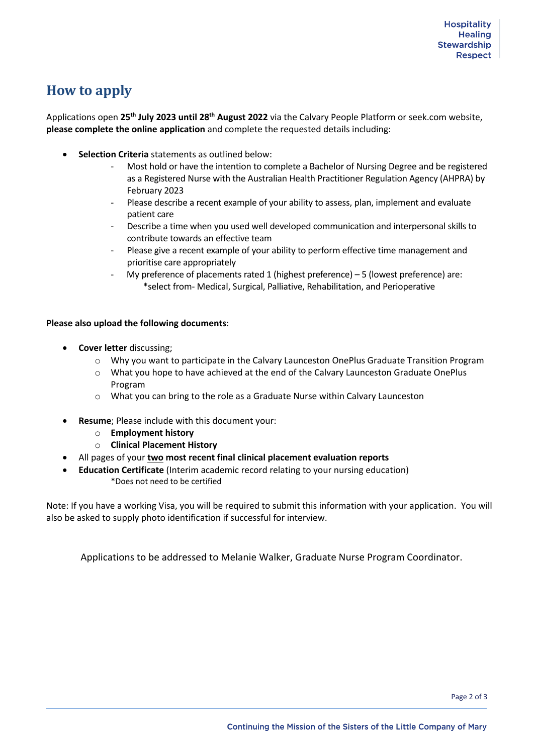# How to apply

Applications open **25th July 2023 until 28th August 2022** via the Calvary People Platform or seek.com website, **please complete the online application** and complete the requested details including:

- **Selection Criteria** statements as outlined below:
  - Most hold or have the intention to complete a Bachelor of Nursing Degree and be registered as a Registered Nurse with the Australian Health Practitioner Regulation Agency (AHPRA) by February 2023
  - Please describe a recent example of your ability to assess, plan, implement and evaluate patient care
  - Describe a time when you used well developed communication and interpersonal skills to contribute towards an effective team
  - Please give a recent example of your ability to perform effective time management and prioritise care appropriately
  - My preference of placements rated 1 (highest preference) – 5 (lowest preference) are:
    *select from- Medical, Surgical, Palliative, Rehabilitation, and Perioperative

**Please also upload the following documents**:

- **Cover letter** discussing;
  - Why you want to participate in the Calvary Launceston OnePlus Graduate Transition Program
  - What you hope to have achieved at the end of the Calvary Launceston Graduate OnePlus Program
  - What you can bring to the role as a Graduate Nurse within Calvary Launceston
- **Resume**; Please include with this document your:
  - **Employment history**
  - **Clinical Placement History**
- All pages of your **two most recent final clinical placement evaluation reports**
- **Education Certificate** (Interim academic record relating to your nursing education)
  *Does not need to be certified

Note: If you have a working Visa, you will be required to submit this information with your application. You will also be asked to supply photo identification if successful for interview.

Applications to be addressed to Melanie Walker, Graduate Nurse Program Coordinator.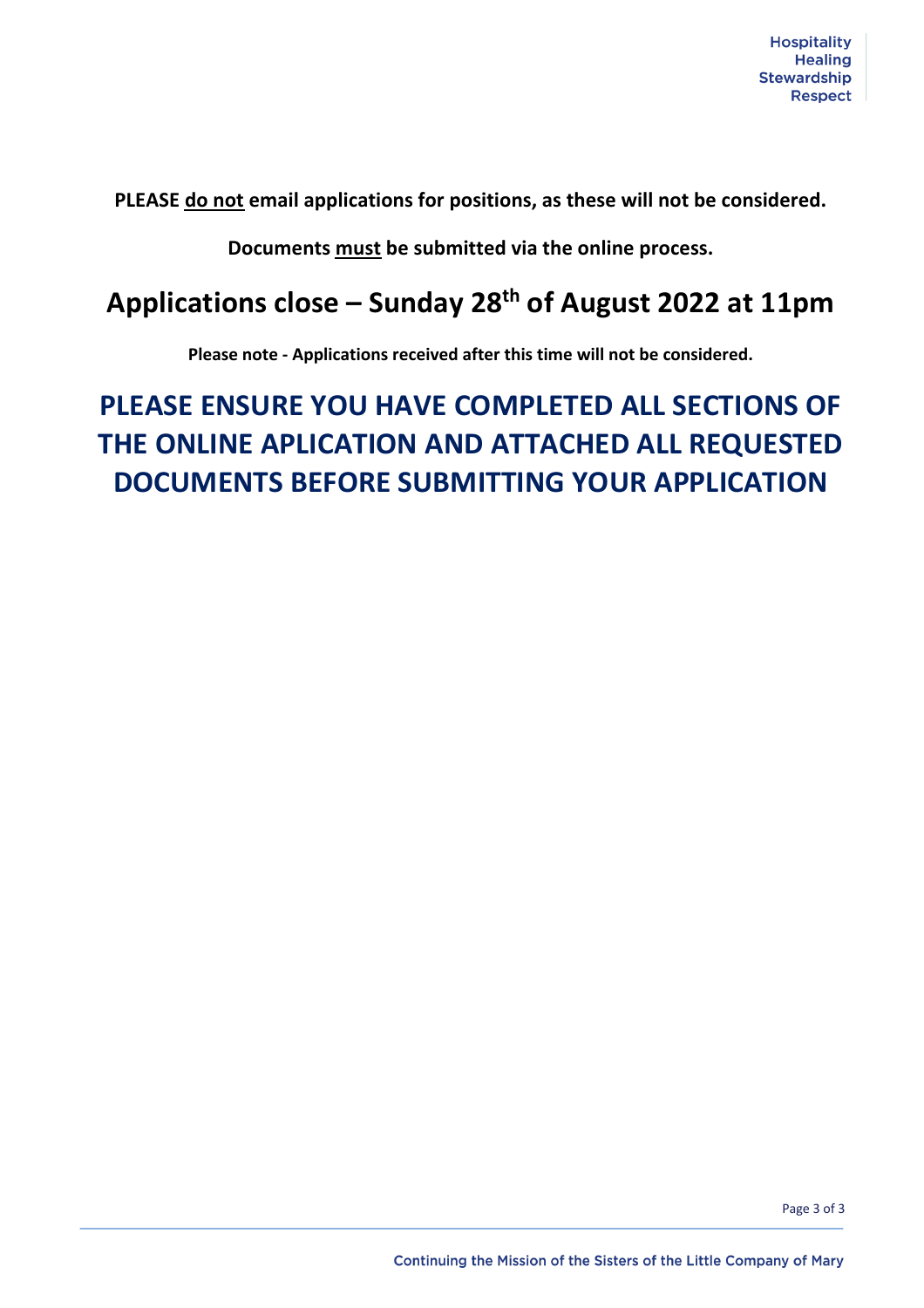**PLEASE do not email applications for positions, as these will not be considered.**

**Documents must be submitted via the online process.**

# Applications close – Sunday 28th of August 2022 at 11pm

**Please note - Applications received after this time will not be considered.**

# PLEASE ENSURE YOU HAVE COMPLETED ALL SECTIONS OF THE ONLINE APLICATION AND ATTACHED ALL REQUESTED DOCUMENTS BEFORE SUBMITTING YOUR APPLICATION